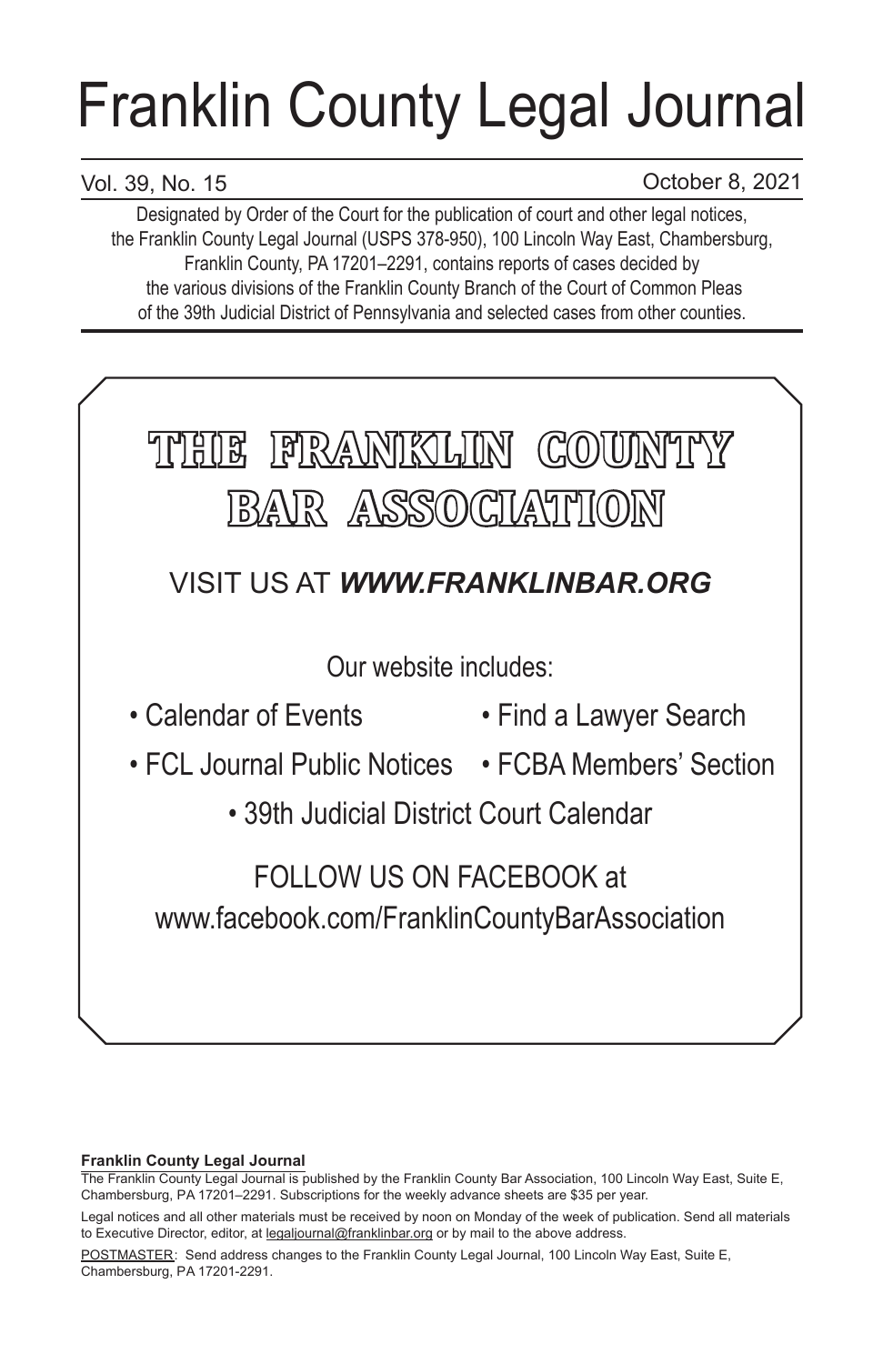# Franklin County Legal Journal

Vol. 39, No. 15 October 8, 2021

Designated by Order of the Court for the publication of court and other legal notices, the Franklin County Legal Journal (USPS 378-950), 100 Lincoln Way East, Chambersburg, Franklin County, PA 17201–2291, contains reports of cases decided by the various divisions of the Franklin County Branch of the Court of Common Pleas of the 39th Judicial District of Pennsylvania and selected cases from other counties.

## THE FRANKLIN COUNTY BAR ASSOCIATION

VISIT US AT ***WWW.FRANKLINBAR.ORG***

Our website includes:

- Calendar of Events
- Find a Lawyer Search
- FCL Journal Public Notices
- FCBA Members' Section
- 39th Judicial District Court Calendar

FOLLOW US ON FACEBOOK at www.facebook.com/FranklinCountyBarAssociation

**Franklin County Legal Journal**

The Franklin County Legal Journal is published by the Franklin County Bar Association, 100 Lincoln Way East, Suite E, Chambersburg, PA 17201–2291. Subscriptions for the weekly advance sheets are $35 per year.

Legal notices and all other materials must be received by noon on Monday of the week of publication. Send all materials to Executive Director, editor, at legaljournal@franklinbar.org or by mail to the above address.

POSTMASTER: Send address changes to the Franklin County Legal Journal, 100 Lincoln Way East, Suite E, Chambersburg, PA 17201-2291.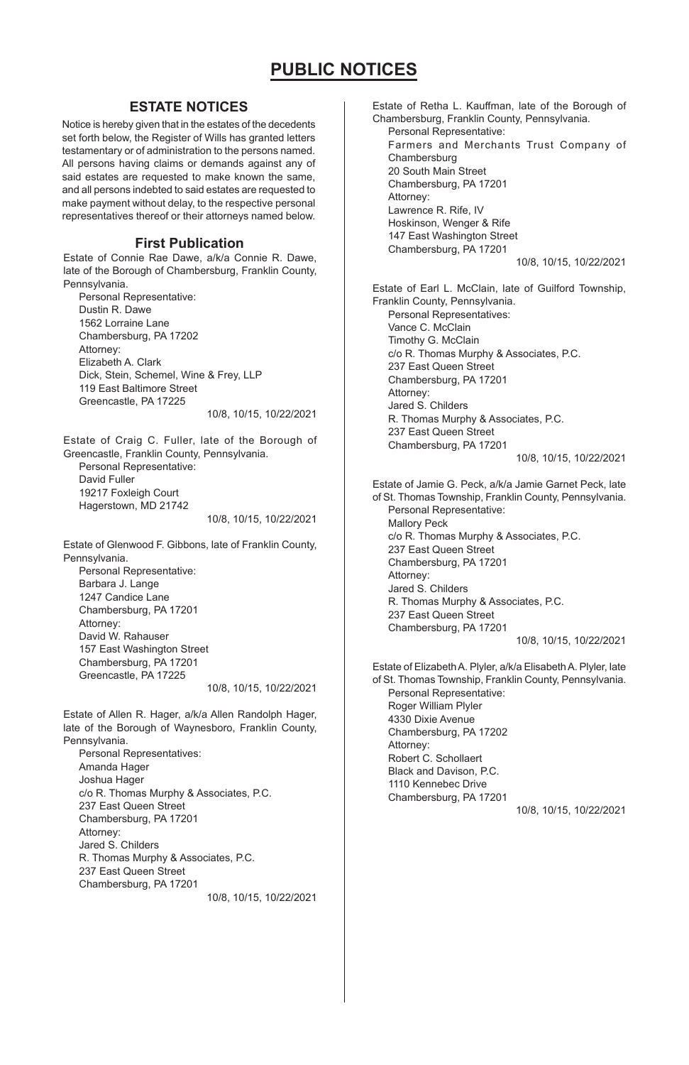# PUBLIC NOTICES

## ESTATE NOTICES

Notice is hereby given that in the estates of the decedents set forth below, the Register of Wills has granted letters testamentary or of administration to the persons named. All persons having claims or demands against any of said estates are requested to make known the same, and all persons indebted to said estates are requested to make payment without delay, to the respective personal representatives thereof or their attorneys named below.

### First Publication

Estate of Connie Rae Dawe, a/k/a Connie R. Dawe, late of the Borough of Chambersburg, Franklin County, Pennsylvania.

Personal Representative:
Dustin R. Dawe
1562 Lorraine Lane
Chambersburg, PA 17202
Attorney:
Elizabeth A. Clark
Dick, Stein, Schemel, Wine & Frey, LLP
119 East Baltimore Street
Greencastle, PA 17225

10/8, 10/15, 10/22/2021

Estate of Craig C. Fuller, late of the Borough of Greencastle, Franklin County, Pennsylvania.

Personal Representative:
David Fuller
19217 Foxleigh Court
Hagerstown, MD 21742

10/8, 10/15, 10/22/2021

Estate of Glenwood F. Gibbons, late of Franklin County, Pennsylvania.

Personal Representative:
Barbara J. Lange
1247 Candice Lane
Chambersburg, PA 17201
Attorney:
David W. Rahauser
157 East Washington Street
Chambersburg, PA 17201
Greencastle, PA 17225

10/8, 10/15, 10/22/2021

Estate of Allen R. Hager, a/k/a Allen Randolph Hager, late of the Borough of Waynesboro, Franklin County, Pennsylvania.

Personal Representatives:
Amanda Hager
Joshua Hager
c/o R. Thomas Murphy & Associates, P.C.
237 East Queen Street
Chambersburg, PA 17201
Attorney:
Jared S. Childers
R. Thomas Murphy & Associates, P.C.
237 East Queen Street
Chambersburg, PA 17201

10/8, 10/15, 10/22/2021

Estate of Retha L. Kauffman, late of the Borough of Chambersburg, Franklin County, Pennsylvania.

Personal Representative:
Farmers and Merchants Trust Company of Chambersburg
20 South Main Street
Chambersburg, PA 17201
Attorney:
Lawrence R. Rife, IV
Hoskinson, Wenger & Rife
147 East Washington Street
Chambersburg, PA 17201

10/8, 10/15, 10/22/2021

Estate of Earl L. McClain, late of Guilford Township, Franklin County, Pennsylvania.

Personal Representatives:
Vance C. McClain
Timothy G. McClain
c/o R. Thomas Murphy & Associates, P.C.
237 East Queen Street
Chambersburg, PA 17201
Attorney:
Jared S. Childers
R. Thomas Murphy & Associates, P.C.
237 East Queen Street
Chambersburg, PA 17201

10/8, 10/15, 10/22/2021

Estate of Jamie G. Peck, a/k/a Jamie Garnet Peck, late of St. Thomas Township, Franklin County, Pennsylvania.

Personal Representative:
Mallory Peck
c/o R. Thomas Murphy & Associates, P.C.
237 East Queen Street
Chambersburg, PA 17201
Attorney:
Jared S. Childers
R. Thomas Murphy & Associates, P.C.
237 East Queen Street
Chambersburg, PA 17201

10/8, 10/15, 10/22/2021

Estate of Elizabeth A. Plyler, a/k/a Elisabeth A. Plyler, late of St. Thomas Township, Franklin County, Pennsylvania.

Personal Representative:
Roger William Plyler
4330 Dixie Avenue
Chambersburg, PA 17202
Attorney:
Robert C. Schollaert
Black and Davison, P.C.
1110 Kennebec Drive
Chambersburg, PA 17201

10/8, 10/15, 10/22/2021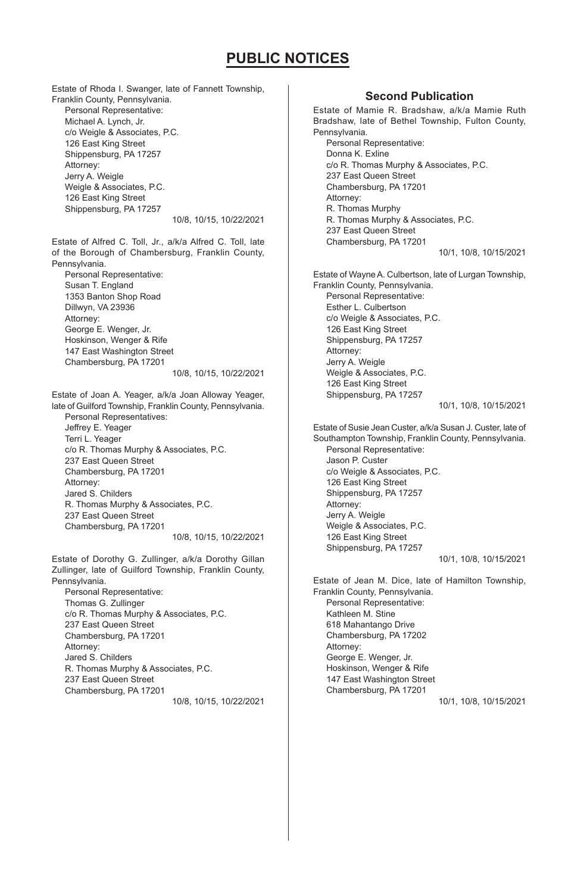# PUBLIC NOTICES

Estate of Rhoda I. Swanger, late of Fannett Township, Franklin County, Pennsylvania.

Personal Representative:
Michael A. Lynch, Jr.
c/o Weigle & Associates, P.C.
126 East King Street
Shippensburg, PA 17257
Attorney:
Jerry A. Weigle
Weigle & Associates, P.C.
126 East King Street
Shippensburg, PA 17257

10/8, 10/15, 10/22/2021

Estate of Alfred C. Toll, Jr., a/k/a Alfred C. Toll, late of the Borough of Chambersburg, Franklin County, Pennsylvania.

Personal Representative:
Susan T. England
1353 Banton Shop Road
Dillwyn, VA 23936
Attorney:
George E. Wenger, Jr.
Hoskinson, Wenger & Rife
147 East Washington Street
Chambersburg, PA 17201

10/8, 10/15, 10/22/2021

Estate of Joan A. Yeager, a/k/a Joan Alloway Yeager, late of Guilford Township, Franklin County, Pennsylvania.

Personal Representatives:
Jeffrey E. Yeager
Terri L. Yeager
c/o R. Thomas Murphy & Associates, P.C.
237 East Queen Street
Chambersburg, PA 17201
Attorney:
Jared S. Childers
R. Thomas Murphy & Associates, P.C.
237 East Queen Street
Chambersburg, PA 17201

10/8, 10/15, 10/22/2021

Estate of Dorothy G. Zullinger, a/k/a Dorothy Gillan Zullinger, late of Guilford Township, Franklin County, Pennsylvania.

Personal Representative:
Thomas G. Zullinger
c/o R. Thomas Murphy & Associates, P.C.
237 East Queen Street
Chambersburg, PA 17201
Attorney:
Jared S. Childers
R. Thomas Murphy & Associates, P.C.
237 East Queen Street
Chambersburg, PA 17201

10/8, 10/15, 10/22/2021

## Second Publication

Estate of Mamie R. Bradshaw, a/k/a Mamie Ruth Bradshaw, late of Bethel Township, Fulton County, Pennsylvania.

Personal Representative:
Donna K. Exline
c/o R. Thomas Murphy & Associates, P.C.
237 East Queen Street
Chambersburg, PA 17201
Attorney:
R. Thomas Murphy
R. Thomas Murphy & Associates, P.C.
237 East Queen Street
Chambersburg, PA 17201

10/1, 10/8, 10/15/2021

Estate of Wayne A. Culbertson, late of Lurgan Township, Franklin County, Pennsylvania.

Personal Representative:
Esther L. Culbertson
c/o Weigle & Associates, P.C.
126 East King Street
Shippensburg, PA 17257
Attorney:
Jerry A. Weigle
Weigle & Associates, P.C.
126 East King Street
Shippensburg, PA 17257

10/1, 10/8, 10/15/2021

Estate of Susie Jean Custer, a/k/a Susan J. Custer, late of Southampton Township, Franklin County, Pennsylvania.

Personal Representative:
Jason P. Custer
c/o Weigle & Associates, P.C.
126 East King Street
Shippensburg, PA 17257
Attorney:
Jerry A. Weigle
Weigle & Associates, P.C.
126 East King Street
Shippensburg, PA 17257

10/1, 10/8, 10/15/2021

Estate of Jean M. Dice, late of Hamilton Township, Franklin County, Pennsylvania.

Personal Representative:
Kathleen M. Stine
618 Mahantango Drive
Chambersburg, PA 17202
Attorney:
George E. Wenger, Jr.
Hoskinson, Wenger & Rife
147 East Washington Street
Chambersburg, PA 17201

10/1, 10/8, 10/15/2021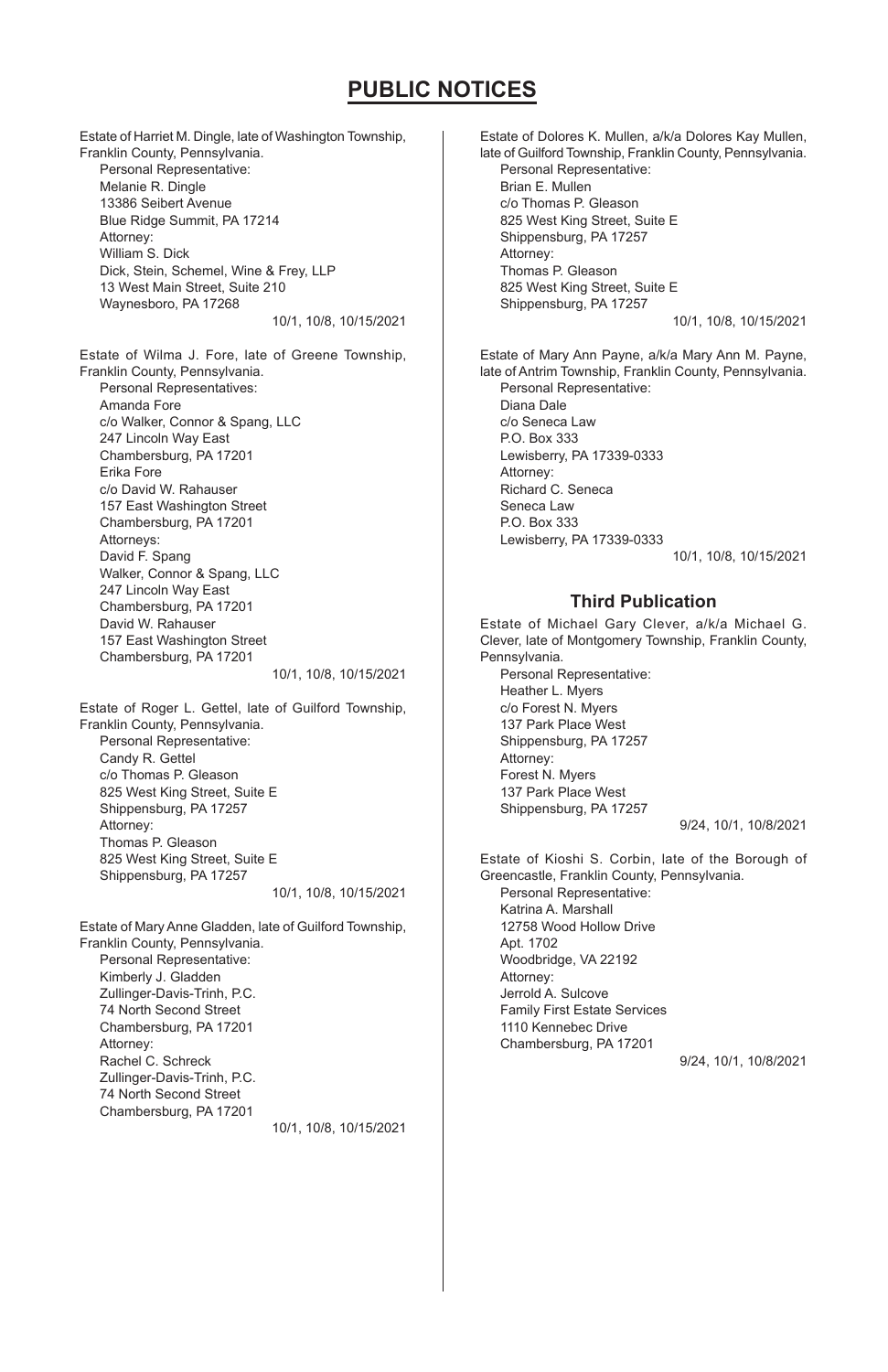# PUBLIC NOTICES

Estate of Harriet M. Dingle, late of Washington Township, Franklin County, Pennsylvania.

Personal Representative:
Melanie R. Dingle
13386 Seibert Avenue
Blue Ridge Summit, PA 17214
Attorney:
William S. Dick
Dick, Stein, Schemel, Wine & Frey, LLP
13 West Main Street, Suite 210
Waynesboro, PA 17268

10/1, 10/8, 10/15/2021

Estate of Wilma J. Fore, late of Greene Township, Franklin County, Pennsylvania.

Personal Representatives:
Amanda Fore
c/o Walker, Connor & Spang, LLC
247 Lincoln Way East
Chambersburg, PA 17201
Erika Fore
c/o David W. Rahauser
157 East Washington Street
Chambersburg, PA 17201
Attorneys:
David F. Spang
Walker, Connor & Spang, LLC
247 Lincoln Way East
Chambersburg, PA 17201
David W. Rahauser
157 East Washington Street
Chambersburg, PA 17201

10/1, 10/8, 10/15/2021

Estate of Roger L. Gettel, late of Guilford Township, Franklin County, Pennsylvania.

Personal Representative:
Candy R. Gettel
c/o Thomas P. Gleason
825 West King Street, Suite E
Shippensburg, PA 17257
Attorney:
Thomas P. Gleason
825 West King Street, Suite E
Shippensburg, PA 17257

10/1, 10/8, 10/15/2021

Estate of Mary Anne Gladden, late of Guilford Township, Franklin County, Pennsylvania.

Personal Representative:
Kimberly J. Gladden
Zullinger-Davis-Trinh, P.C.
74 North Second Street
Chambersburg, PA 17201
Attorney:
Rachel C. Schreck
Zullinger-Davis-Trinh, P.C.
74 North Second Street
Chambersburg, PA 17201

10/1, 10/8, 10/15/2021

Estate of Dolores K. Mullen, a/k/a Dolores Kay Mullen, late of Guilford Township, Franklin County, Pennsylvania.

Personal Representative:
Brian E. Mullen
c/o Thomas P. Gleason
825 West King Street, Suite E
Shippensburg, PA 17257
Attorney:
Thomas P. Gleason
825 West King Street, Suite E
Shippensburg, PA 17257

10/1, 10/8, 10/15/2021

Estate of Mary Ann Payne, a/k/a Mary Ann M. Payne, late of Antrim Township, Franklin County, Pennsylvania.

Personal Representative:
Diana Dale
c/o Seneca Law
P.O. Box 333
Lewisberry, PA 17339-0333
Attorney:
Richard C. Seneca
Seneca Law
P.O. Box 333
Lewisberry, PA 17339-0333

10/1, 10/8, 10/15/2021

## Third Publication

Estate of Michael Gary Clever, a/k/a Michael G. Clever, late of Montgomery Township, Franklin County, Pennsylvania.

Personal Representative:
Heather L. Myers
c/o Forest N. Myers
137 Park Place West
Shippensburg, PA 17257
Attorney:
Forest N. Myers
137 Park Place West
Shippensburg, PA 17257

9/24, 10/1, 10/8/2021

Estate of Kioshi S. Corbin, late of the Borough of Greencastle, Franklin County, Pennsylvania.

Personal Representative:
Katrina A. Marshall
12758 Wood Hollow Drive
Apt. 1702
Woodbridge, VA 22192
Attorney:
Jerrold A. Sulcove
Family First Estate Services
1110 Kennebec Drive
Chambersburg, PA 17201

9/24, 10/1, 10/8/2021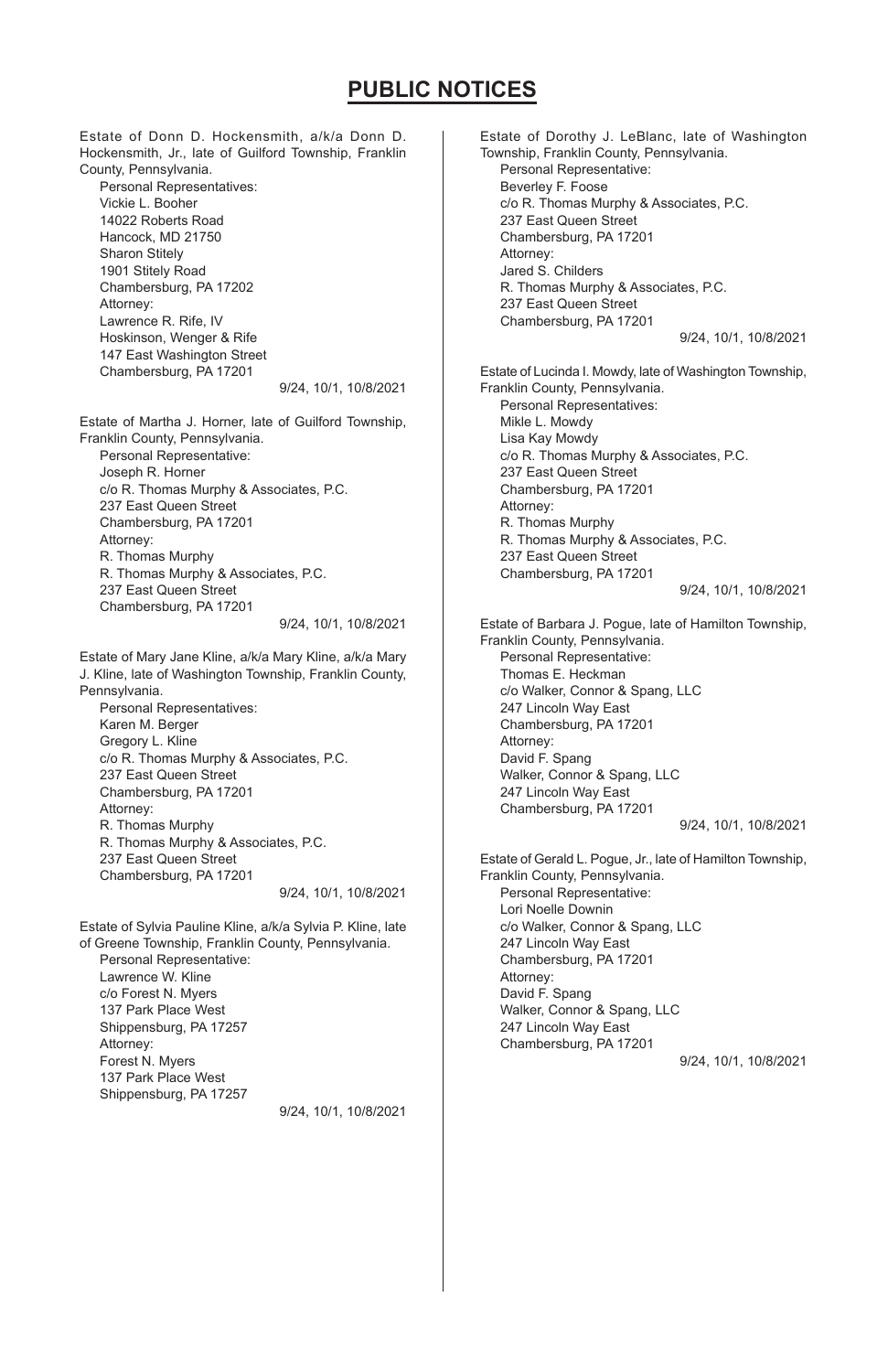# PUBLIC NOTICES

Estate of Donn D. Hockensmith, a/k/a Donn D. Hockensmith, Jr., late of Guilford Township, Franklin County, Pennsylvania.

Personal Representatives:
Vickie L. Booher
14022 Roberts Road
Hancock, MD 21750
Sharon Stitely
1901 Stitely Road
Chambersburg, PA 17202
Attorney:
Lawrence R. Rife, IV
Hoskinson, Wenger & Rife
147 East Washington Street
Chambersburg, PA 17201

9/24, 10/1, 10/8/2021

Estate of Martha J. Horner, late of Guilford Township, Franklin County, Pennsylvania.

Personal Representative:
Joseph R. Horner
c/o R. Thomas Murphy & Associates, P.C.
237 East Queen Street
Chambersburg, PA 17201
Attorney:
R. Thomas Murphy
R. Thomas Murphy & Associates, P.C.
237 East Queen Street
Chambersburg, PA 17201

9/24, 10/1, 10/8/2021

Estate of Mary Jane Kline, a/k/a Mary Kline, a/k/a Mary J. Kline, late of Washington Township, Franklin County, Pennsylvania.

Personal Representatives:
Karen M. Berger
Gregory L. Kline
c/o R. Thomas Murphy & Associates, P.C.
237 East Queen Street
Chambersburg, PA 17201
Attorney:
R. Thomas Murphy
R. Thomas Murphy & Associates, P.C.
237 East Queen Street
Chambersburg, PA 17201

9/24, 10/1, 10/8/2021

Estate of Sylvia Pauline Kline, a/k/a Sylvia P. Kline, late of Greene Township, Franklin County, Pennsylvania.

Personal Representative:
Lawrence W. Kline
c/o Forest N. Myers
137 Park Place West
Shippensburg, PA 17257
Attorney:
Forest N. Myers
137 Park Place West
Shippensburg, PA 17257

9/24, 10/1, 10/8/2021

Estate of Dorothy J. LeBlanc, late of Washington Township, Franklin County, Pennsylvania.

Personal Representative:
Beverley F. Foose
c/o R. Thomas Murphy & Associates, P.C.
237 East Queen Street
Chambersburg, PA 17201
Attorney:
Jared S. Childers
R. Thomas Murphy & Associates, P.C.
237 East Queen Street
Chambersburg, PA 17201

9/24, 10/1, 10/8/2021

Estate of Lucinda I. Mowdy, late of Washington Township, Franklin County, Pennsylvania.

Personal Representatives:
Mikle L. Mowdy
Lisa Kay Mowdy
c/o R. Thomas Murphy & Associates, P.C.
237 East Queen Street
Chambersburg, PA 17201
Attorney:
R. Thomas Murphy
R. Thomas Murphy & Associates, P.C.
237 East Queen Street
Chambersburg, PA 17201

9/24, 10/1, 10/8/2021

Estate of Barbara J. Pogue, late of Hamilton Township, Franklin County, Pennsylvania.

Personal Representative:
Thomas E. Heckman
c/o Walker, Connor & Spang, LLC
247 Lincoln Way East
Chambersburg, PA 17201
Attorney:
David F. Spang
Walker, Connor & Spang, LLC
247 Lincoln Way East
Chambersburg, PA 17201

9/24, 10/1, 10/8/2021

Estate of Gerald L. Pogue, Jr., late of Hamilton Township, Franklin County, Pennsylvania.

Personal Representative:
Lori Noelle Downin
c/o Walker, Connor & Spang, LLC
247 Lincoln Way East
Chambersburg, PA 17201
Attorney:
David F. Spang
Walker, Connor & Spang, LLC
247 Lincoln Way East
Chambersburg, PA 17201

9/24, 10/1, 10/8/2021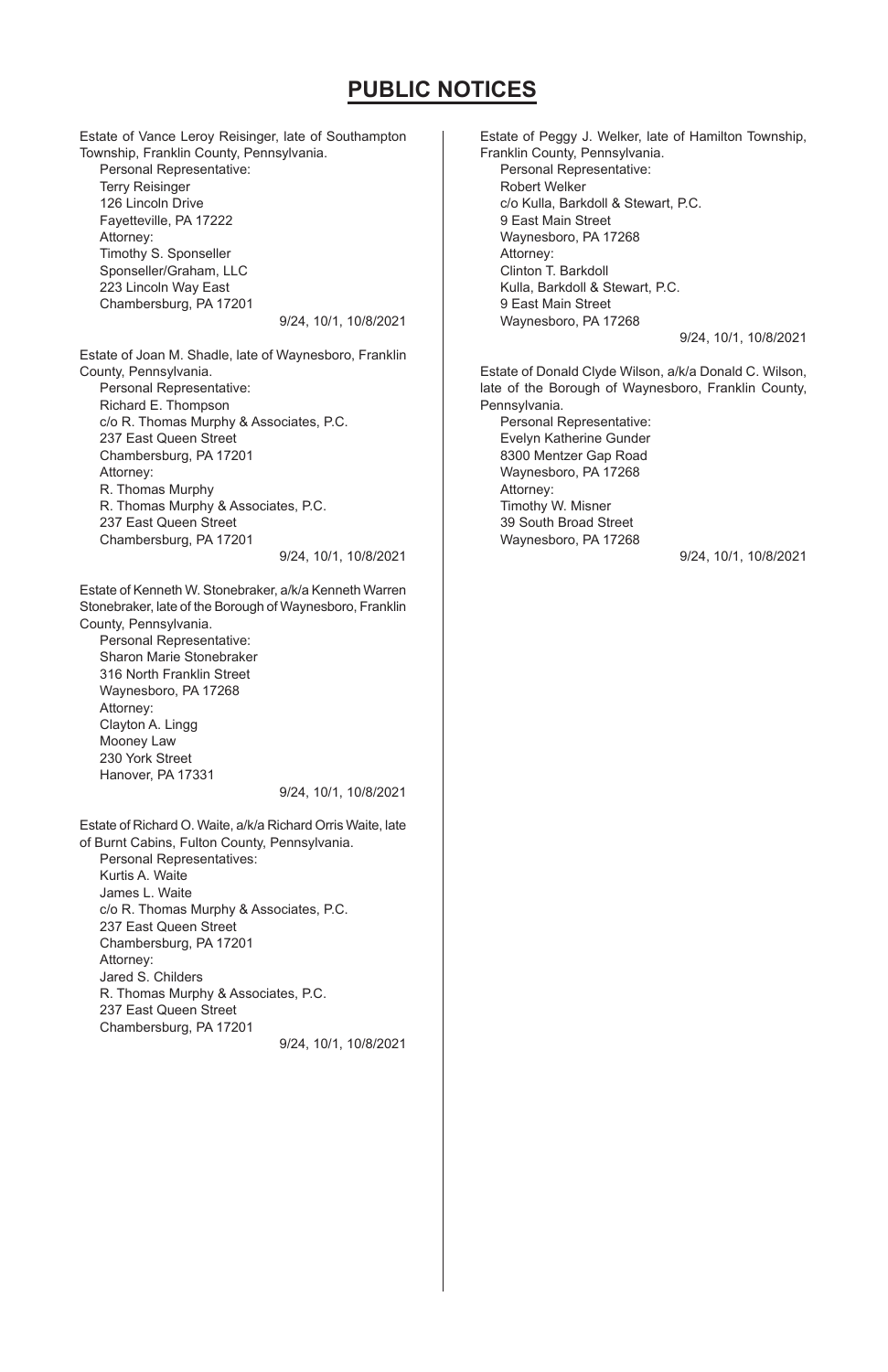# PUBLIC NOTICES

Estate of Vance Leroy Reisinger, late of Southampton Township, Franklin County, Pennsylvania.

Personal Representative:
Terry Reisinger
126 Lincoln Drive
Fayetteville, PA 17222
Attorney:
Timothy S. Sponseller
Sponseller/Graham, LLC
223 Lincoln Way East
Chambersburg, PA 17201

9/24, 10/1, 10/8/2021

Estate of Joan M. Shadle, late of Waynesboro, Franklin County, Pennsylvania.

Personal Representative:
Richard E. Thompson
c/o R. Thomas Murphy & Associates, P.C.
237 East Queen Street
Chambersburg, PA 17201
Attorney:
R. Thomas Murphy
R. Thomas Murphy & Associates, P.C.
237 East Queen Street
Chambersburg, PA 17201

9/24, 10/1, 10/8/2021

Estate of Kenneth W. Stonebraker, a/k/a Kenneth Warren Stonebraker, late of the Borough of Waynesboro, Franklin County, Pennsylvania.

Personal Representative:
Sharon Marie Stonebraker
316 North Franklin Street
Waynesboro, PA 17268
Attorney:
Clayton A. Lingg
Mooney Law
230 York Street
Hanover, PA 17331

9/24, 10/1, 10/8/2021

Estate of Richard O. Waite, a/k/a Richard Orris Waite, late of Burnt Cabins, Fulton County, Pennsylvania.

Personal Representatives:
Kurtis A. Waite
James L. Waite
c/o R. Thomas Murphy & Associates, P.C.
237 East Queen Street
Chambersburg, PA 17201
Attorney:
Jared S. Childers
R. Thomas Murphy & Associates, P.C.
237 East Queen Street
Chambersburg, PA 17201

9/24, 10/1, 10/8/2021

Estate of Peggy J. Welker, late of Hamilton Township, Franklin County, Pennsylvania.

Personal Representative:
Robert Welker
c/o Kulla, Barkdoll & Stewart, P.C.
9 East Main Street
Waynesboro, PA 17268
Attorney:
Clinton T. Barkdoll
Kulla, Barkdoll & Stewart, P.C.
9 East Main Street
Waynesboro, PA 17268

9/24, 10/1, 10/8/2021

Estate of Donald Clyde Wilson, a/k/a Donald C. Wilson, late of the Borough of Waynesboro, Franklin County, Pennsylvania.

Personal Representative:
Evelyn Katherine Gunder
8300 Mentzer Gap Road
Waynesboro, PA 17268
Attorney:
Timothy W. Misner
39 South Broad Street
Waynesboro, PA 17268

9/24, 10/1, 10/8/2021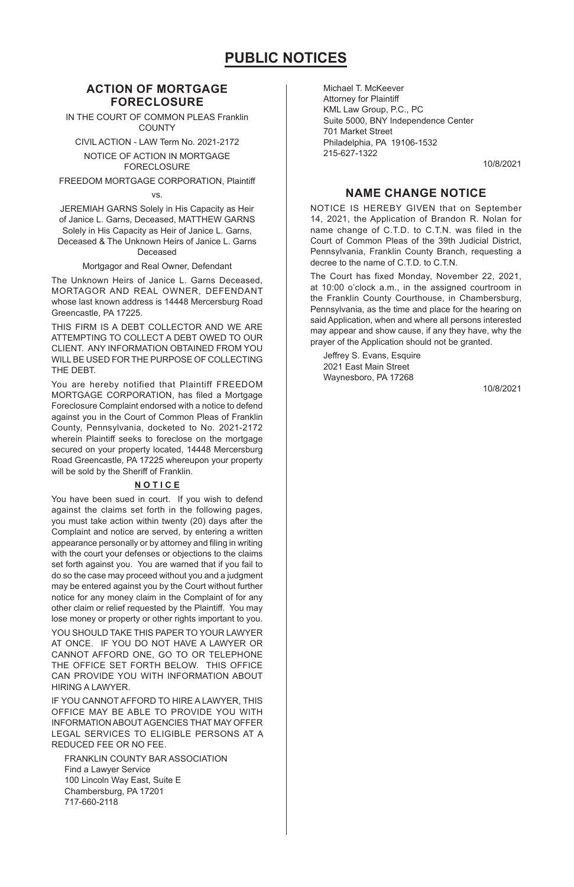# PUBLIC NOTICES

## ACTION OF MORTGAGE FORECLOSURE

IN THE COURT OF COMMON PLEAS Franklin COUNTY

CIVIL ACTION - LAW Term No. 2021-2172

NOTICE OF ACTION IN MORTGAGE FORECLOSURE

FREEDOM MORTGAGE CORPORATION, Plaintiff

vs.

JEREMIAH GARNS Solely in His Capacity as Heir of Janice L. Garns, Deceased, MATTHEW GARNS Solely in His Capacity as Heir of Janice L. Garns, Deceased & The Unknown Heirs of Janice L. Garns Deceased

Mortgagor and Real Owner, Defendant

The Unknown Heirs of Janice L. Garns Deceased, MORTAGOR AND REAL OWNER, DEFENDANT whose last known address is 14448 Mercersburg Road Greencastle, PA 17225.

THIS FIRM IS A DEBT COLLECTOR AND WE ARE ATTEMPTING TO COLLECT A DEBT OWED TO OUR CLIENT. ANY INFORMATION OBTAINED FROM YOU WILL BE USED FOR THE PURPOSE OF COLLECTING THE DEBT.

You are hereby notified that Plaintiff FREEDOM MORTGAGE CORPORATION, has filed a Mortgage Foreclosure Complaint endorsed with a notice to defend against you in the Court of Common Pleas of Franklin County, Pennsylvania, docketed to No. 2021-2172 wherein Plaintiff seeks to foreclose on the mortgage secured on your property located, 14448 Mercersburg Road Greencastle, PA 17225 whereupon your property will be sold by the Sheriff of Franklin.

**NOTICE**

You have been sued in court. If you wish to defend against the claims set forth in the following pages, you must take action within twenty (20) days after the Complaint and notice are served, by entering a written appearance personally or by attorney and filing in writing with the court your defenses or objections to the claims set forth against you. You are warned that if you fail to do so the case may proceed without you and a judgment may be entered against you by the Court without further notice for any money claim in the Complaint of for any other claim or relief requested by the Plaintiff. You may lose money or property or other rights important to you.

YOU SHOULD TAKE THIS PAPER TO YOUR LAWYER AT ONCE. IF YOU DO NOT HAVE A LAWYER OR CANNOT AFFORD ONE, GO TO OR TELEPHONE THE OFFICE SET FORTH BELOW. THIS OFFICE CAN PROVIDE YOU WITH INFORMATION ABOUT HIRING A LAWYER.

IF YOU CANNOT AFFORD TO HIRE A LAWYER, THIS OFFICE MAY BE ABLE TO PROVIDE YOU WITH INFORMATION ABOUT AGENCIES THAT MAY OFFER LEGAL SERVICES TO ELIGIBLE PERSONS AT A REDUCED FEE OR NO FEE.

FRANKLIN COUNTY BAR ASSOCIATION
Find a Lawyer Service
100 Lincoln Way East, Suite E
Chambersburg, PA 17201
717-660-2118

Michael T. McKeever
Attorney for Plaintiff
KML Law Group, P.C., PC
Suite 5000, BNY Independence Center
701 Market Street
Philadelphia, PA 19106-1532
215-627-1322

10/8/2021

## NAME CHANGE NOTICE

NOTICE IS HEREBY GIVEN that on September 14, 2021, the Application of Brandon R. Nolan for name change of C.T.D. to C.T.N. was filed in the Court of Common Pleas of the 39th Judicial District, Pennsylvania, Franklin County Branch, requesting a decree to the name of C.T.D. to C.T.N.

The Court has fixed Monday, November 22, 2021, at 10:00 o'clock a.m., in the assigned courtroom in the Franklin County Courthouse, in Chambersburg, Pennsylvania, as the time and place for the hearing on said Application, when and where all persons interested may appear and show cause, if any they have, why the prayer of the Application should not be granted.

Jeffrey S. Evans, Esquire
2021 East Main Street
Waynesboro, PA 17268

10/8/2021